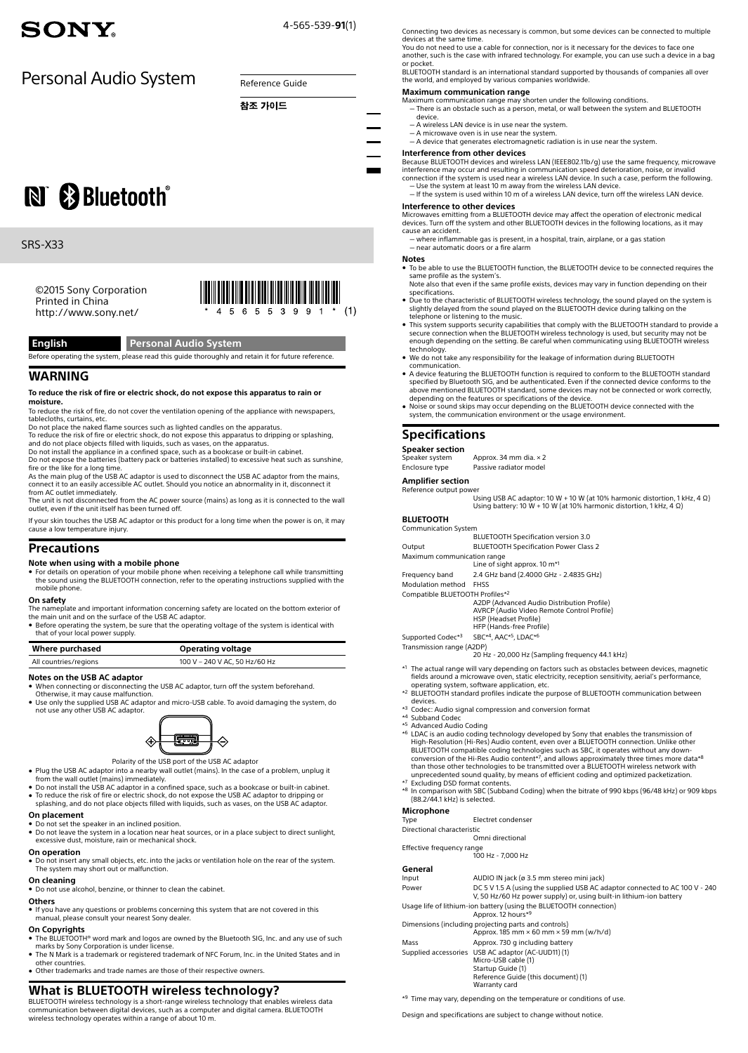# SONY

4-565-539-**91**(1)

# Personal Audio System

Reference Guide

**참조 가이드**

Bluetooth®

SRS-X33

©2015 Sony Corporation
Printed in China
http://www.sony.net/

\* 4 5 6 5 5 3 9 9 1 \* (1)

**English** | **Personal Audio System**

Before operating the system, please read this guide thoroughly and retain it for future reference.

## WARNING

**To reduce the risk of fire or electric shock, do not expose this apparatus to rain or moisture.**

To reduce the risk of fire, do not cover the ventilation opening of the appliance with newspapers, tablecloths, curtains, etc.

Do not place the naked flame sources such as lighted candles on the apparatus.

To reduce the risk of fire or electric shock, do not expose this apparatus to dripping or splashing, and do not place objects filled with liquids, such as vases, on the apparatus.

Do not install the appliance in a confined space, such as a bookcase or built-in cabinet.

Do not expose the batteries (battery pack or batteries installed) to excessive heat such as sunshine, fire or the like for a long time.

As the main plug of the USB AC adaptor is used to disconnect the USB AC adaptor from the mains, connect it to an easily accessible AC outlet. Should you notice an abnormality in it, disconnect it from AC outlet immediately.

The unit is not disconnected from the AC power source (mains) as long as it is connected to the wall outlet, even if the unit itself has been turned off.

If your skin touches the USB AC adaptor or this product for a long time when the power is on, it may cause a low temperature injury.

## Precautions

### Note when using with a mobile phone

- For details on operation of your mobile phone when receiving a telephone call while transmitting the sound using the BLUETOOTH connection, refer to the operating instructions supplied with the mobile phone.

### On safety

The nameplate and important information concerning safety are located on the bottom exterior of the main unit and on the surface of the USB AC adaptor.

- Before operating the system, be sure that the operating voltage of the system is identical with that of your local power supply.

| Where purchased | Operating voltage |
|---|---|
| All countries/regions | 100 V – 240 V AC, 50 Hz/60 Hz |

### Notes on the USB AC adaptor

- When connecting or disconnecting the USB AC adaptor, turn off the system beforehand. Otherwise, it may cause malfunction.
- Use only the supplied USB AC adaptor and micro-USB cable. To avoid damaging the system, do not use any other USB AC adaptor.

Polarity of the USB port of the USB AC adaptor

- Plug the USB AC adaptor into a nearby wall outlet (mains). In the case of a problem, unplug it from the wall outlet (mains) immediately.
- Do not install the USB AC adaptor in a confined space, such as a bookcase or built-in cabinet.
- To reduce the risk of fire or electric shock, do not expose the USB AC adaptor to dripping or splashing, and do not place objects filled with liquids, such as vases, on the USB AC adaptor.

### On placement

- Do not set the speaker in an inclined position.
- Do not leave the system in a location near heat sources, or in a place subject to direct sunlight, excessive dust, moisture, rain or mechanical shock.

### On operation

- Do not insert any small objects, etc. into the jacks or ventilation hole on the rear of the system. The system may short out or malfunction.

### On cleaning

- Do not use alcohol, benzine, or thinner to clean the cabinet.

### Others

- If you have any questions or problems concerning this system that are not covered in this manual, please consult your nearest Sony dealer.

### On Copyrights

- The BLUETOOTH® word mark and logos are owned by the Bluetooth SIG, Inc. and any use of such marks by Sony Corporation is under license.
- The N Mark is a trademark or registered trademark of NFC Forum, Inc. in the United States and in other countries.
- Other trademarks and trade names are those of their respective owners.

## What is BLUETOOTH wireless technology?

BLUETOOTH wireless technology is a short-range wireless technology that enables wireless data communication between digital devices, such as a computer and digital camera. BLUETOOTH wireless technology operates within a range of about 10 m.

Connecting two devices as necessary is common, but some devices can be connected to multiple devices at the same time.

You do not need to use a cable for connection, nor is it necessary for the devices to face one another, such is the case with infrared technology. For example, you can use such a device in a bag or pocket.

BLUETOOTH standard is an international standard supported by thousands of companies all over the world, and employed by various companies worldwide.

### Maximum communication range

Maximum communication range may shorten under the following conditions.

- There is an obstacle such as a person, metal, or wall between the system and BLUETOOTH device.
- A wireless LAN device is in use near the system.
- A microwave oven is in use near the system.
- A device that generates electromagnetic radiation is in use near the system.

### Interference from other devices

Because BLUETOOTH devices and wireless LAN (IEEE802.11b/g) use the same frequency, microwave interference may occur and resulting in communication speed deterioration, noise, or invalid connection if the system is used near a wireless LAN device. In such a case, perform the following.

- Use the system at least 10 m away from the wireless LAN device.
- If the system is used within 10 m of a wireless LAN device, turn off the wireless LAN device.

### Interference to other devices

Microwaves emitting from a BLUETOOTH device may affect the operation of electronic medical devices. Turn off the system and other BLUETOOTH devices in the following locations, as it may cause an accident.

- where inflammable gas is present, in a hospital, train, airplane, or a gas station
- near automatic doors or a fire alarm

### Notes

- To be able to use the BLUETOOTH function, the BLUETOOTH device to be connected requires the same profile as the system's. Note also that even if the same profile exists, devices may vary in function depending on their specifications.
- Due to the characteristic of BLUETOOTH wireless technology, the sound played on the system is slightly delayed from the sound played on the BLUETOOTH device during talking on the telephone or listening to the music.
- This system supports security capabilities that comply with the BLUETOOTH standard to provide a secure connection when the BLUETOOTH wireless technology is used, but security may not be enough depending on the setting. Be careful when communicating using BLUETOOTH wireless technology.
- We do not take any responsibility for the leakage of information during BLUETOOTH communication.
- A device featuring the BLUETOOTH function is required to conform to the BLUETOOTH standard specified by Bluetooth SIG, and be authenticated. Even if the connected device conforms to the above mentioned BLUETOOTH standard, some devices may not be connected or work correctly, depending on the features or specifications of the device.
- Noise or sound skips may occur depending on the BLUETOOTH device connected with the system, the communication environment or the usage environment.

## Specifications

### Speaker section

| | |
|---|---|
| Speaker system | Approx. 34 mm dia. × 2 |
| Enclosure type | Passive radiator model |

### Amplifier section

Reference output power
Using USB AC adaptor: 10 W + 10 W (at 10% harmonic distortion, 1 kHz, 4 Ω)
Using battery: 10 W + 10 W (at 10% harmonic distortion, 1 kHz, 4 Ω)

### BLUETOOTH

| | |
|---|---|
| Communication System | BLUETOOTH Specification version 3.0 |
| Output | BLUETOOTH Specification Power Class 2 |
| Maximum communication range | Line of sight approx. 10 m[*1] |
| Frequency band | 2.4 GHz band (2.4000 GHz - 2.4835 GHz) |
| Modulation method | FHSS |
| Compatible BLUETOOTH Profiles[*2] | A2DP (Advanced Audio Distribution Profile)<br>AVRCP (Audio Video Remote Control Profile)<br>HSP (Headset Profile)<br>HFP (Hands-free Profile) |
| Supported Codec[*3] | SBC[*4], AAC[*5], LDAC[*6] |
| Transmission range (A2DP) | 20 Hz - 20,000 Hz (Sampling frequency 44.1 kHz) |

[*1] The actual range will vary depending on factors such as obstacles between devices, magnetic fields around a microwave oven, static electricity, reception sensitivity, aerial's performance, operating system, software application, etc.

[*2] BLUETOOTH standard profiles indicate the purpose of BLUETOOTH communication between devices.

[*3] Codec: Audio signal compression and conversion format

[*4] Subband Codec

[*5] Advanced Audio Coding

[*6] LDAC is an audio coding technology developed by Sony that enables the transmission of High-Resolution (Hi-Res) Audio content, even over a BLUETOOTH connection. Unlike other BLUETOOTH compatible coding technologies such as SBC, it operates without any down-conversion of the Hi-Res Audio content[*7], and allows approximately three times more data[*8] than those other technologies to be transmitted over a BLUETOOTH wireless network with unprecedented sound quality, by means of efficient coding and optimized packetization.

[*7] Excluding DSD format contents.

[*8] In comparison with SBC (Subband Coding) when the bitrate of 990 kbps (96/48 kHz) or 909 kbps (88.2/44.1 kHz) is selected.

### Microphone

| | |
|---|---|
| Type | Electret condenser |
| Directional characteristic | Omni directional |
| Effective frequency range | 100 Hz - 7,000 Hz |

### General

| | |
|---|---|
| Input | AUDIO IN jack (ø 3.5 mm stereo mini jack) |
| Power | DC 5 V 1.5 A (using the supplied USB AC adaptor connected to AC 100 V - 240 V, 50 Hz/60 Hz power supply) or, using built-in lithium-ion battery |
| Usage life of lithium-ion battery (using the BLUETOOTH connection) | Approx. 12 hours[*9] |
| Dimensions (including projecting parts and controls) | Approx. 185 mm × 60 mm × 59 mm (w/h/d) |
| Mass | Approx. 730 g including battery |
| Supplied accessories | USB AC adaptor (AC-UUD11) (1)<br>Micro-USB cable (1)<br>Startup Guide (1)<br>Reference Guide (this document) (1)<br>Warranty card |

[*9] Time may vary, depending on the temperature or conditions of use.

Design and specifications are subject to change without notice.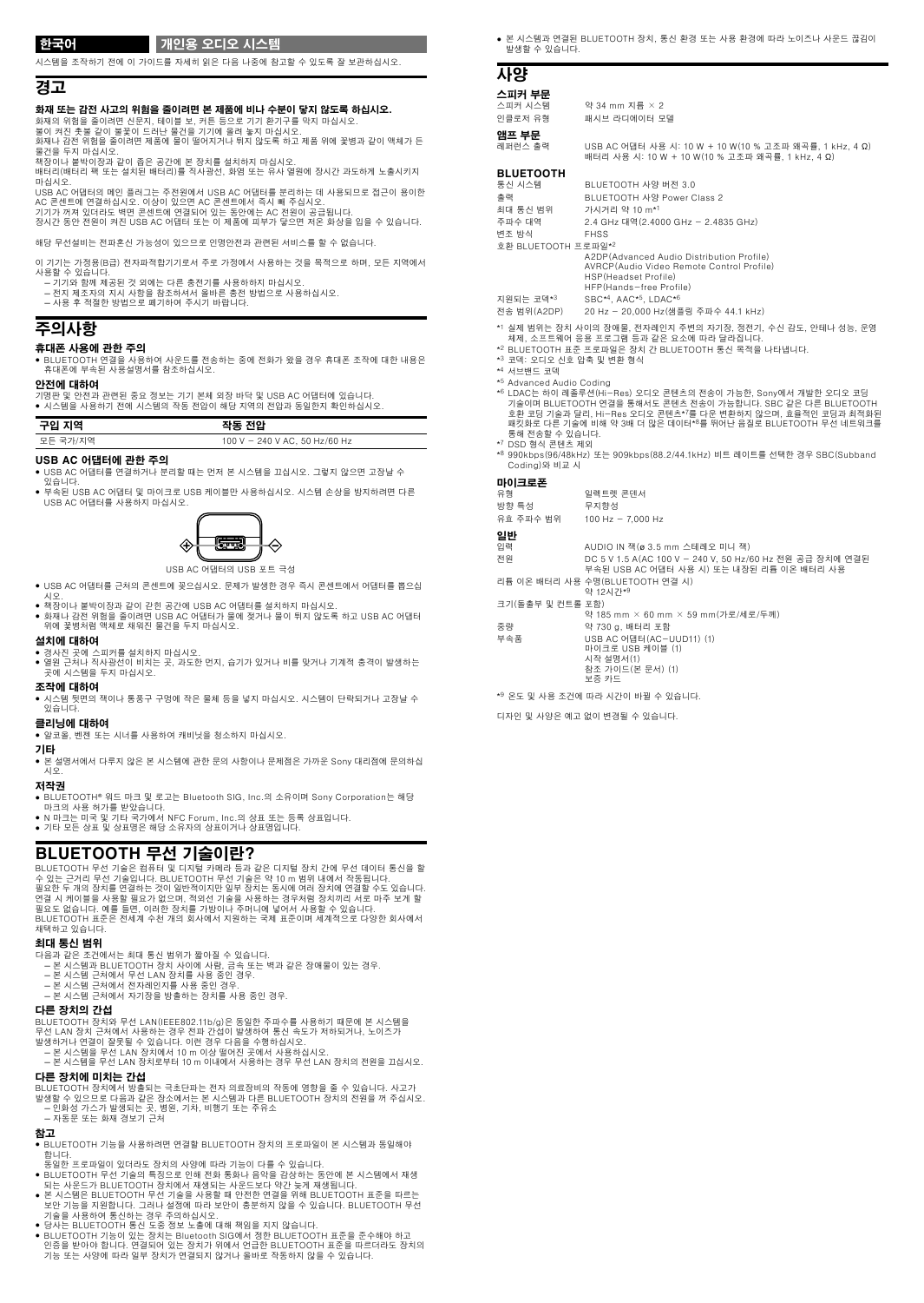**한국어** **개인용 오디오 시스템**

시스템을 조작하기 전에 이 가이드를 자세히 읽은 다음 나중에 참고할 수 있도록 잘 보관하십시오.

# 경고

**화재 또는 감전 사고의 위험을 줄이려면 본 제품에 비나 수분이 닿지 않도록 하십시오.**

화재의 위험을 줄이려면 신문지, 테이블 보, 커튼 등으로 기기 환기구를 막지 마십시오.

불이 켜진 촛불 같이 불꽃이 드러난 물건을 기기에 올려 놓지 마십시오.

화재나 감전 위험을 줄이려면 제품에 물이 떨어지거나 튀지 않도록 하고 제품 위에 꽃병과 같이 액체가 든 물건을 두지 마십시오.

책장이나 붙박이장과 같이 좁은 공간에 본 장치를 설치하지 마십시오.

배터리(배터리 팩 또는 설치된 배터리)를 직사광선, 화염 또는 유사 열원에 장시간 과도하게 노출시키지 마십시오.

USB AC 어댑터의 메인 플러그는 주전원에서 USB AC 어댑터를 분리하는 데 사용되므로 접근이 용이한 AC 콘센트에 연결하십시오. 이상이 있으면 AC 콘센트에서 즉시 빼 주십시오.

기기가 꺼져 있더라도 벽면 콘센트에 연결되어 있는 동안에는 AC 전원이 공급됩니다.

장시간 동안 전원이 켜진 USB AC 어댑터 또는 이 제품에 피부가 닿으면 저온 화상을 입을 수 있습니다.

해당 무선설비는 전파혼신 가능성이 있으므로 인명안전과 관련된 서비스를 할 수 없습니다.

이 기기는 가정용(B급) 전자파적합기기로서 주로 가정에서 사용하는 것을 목적으로 하며, 모든 지역에서 사용할 수 있습니다.

– 기기와 함께 제공된 것 외에는 다른 충전기를 사용하지 마십시오.
– 전지 제조자의 지시 사항을 참조하셔서 올바른 충전 방법으로 사용하십시오.
– 사용 후 적절한 방법으로 폐기하여 주시기 바랍니다.

# 주의사항

### 휴대폰 사용에 관한 주의

- BLUETOOTH 연결을 사용하여 사운드를 전송하는 중에 전화가 왔을 경우 휴대폰 조작에 대한 내용은 휴대폰에 부속된 사용설명서를 참조하십시오.

### 안전에 대하여

기명판 및 안전과 관련된 중요 정보는 기기 본체 외장 바닥 및 USB AC 어댑터에 있습니다.

- 시스템을 사용하기 전에 시스템의 작동 전압이 해당 지역의 전압과 동일한지 확인하십시오.

| 구입 지역 | 작동 전압 |
|---|---|
| 모든 국가/지역 | 100 V – 240 V AC, 50 Hz/60 Hz |

### USB AC 어댑터에 관한 주의

- USB AC 어댑터를 연결하거나 분리할 때는 먼저 본 시스템을 끄십시오. 그렇지 않으면 고장날 수 있습니다.
- 부속된 USB AC 어댑터 및 마이크로 USB 케이블만 사용하십시오. 시스템 손상을 방지하려면 다른 USB AC 어댑터를 사용하지 마십시오.

USB AC 어댑터의 USB 포트 극성

- USB AC 어댑터를 근처의 콘센트에 꽂으십시오. 문제가 발생한 경우 즉시 콘센트에서 어댑터를 뽑으십시오.
- 책장이나 붙박이장과 같이 갇힌 공간에 USB AC 어댑터를 설치하지 마십시오.
- 화재나 감전 위험을 줄이려면 USB AC 어댑터가 물에 젖거나 물이 튀지 않도록 하고 USB AC 어댑터 위에 꽃병처럼 액체로 채워진 물건을 두지 마십시오.

### 설치에 대하여

- 경사진 곳에 스피커를 설치하지 마십시오.
- 열원 근처나 직사광선이 비치는 곳, 과도한 먼지, 습기가 있거나 비를 맞거나 기계적 충격이 발생하는 곳에 시스템을 두지 마십시오.

### 조작에 대하여

- 시스템 뒷면의 잭이나 통풍구 구멍에 작은 물체 등을 넣지 마십시오. 시스템이 단락되거나 고장날 수 있습니다.

### 클리닝에 대하여

- 알코올, 벤젠 또는 시너를 사용하여 캐비닛을 청소하지 마십시오.

### 기타

- 본 설명서에서 다루지 않은 본 시스템에 관한 문의 사항이나 문제점은 가까운 Sony 대리점에 문의하십시오.

### 저작권

- BLUETOOTH® 워드 마크 및 로고는 Bluetooth SIG, Inc.의 소유이며 Sony Corporation는 해당 마크의 사용 허가를 받았습니다.
- N 마크는 미국 및 기타 국가에서 NFC Forum, Inc.의 상표 또는 등록 상표입니다.
- 기타 모든 상표 및 등록상표는 해당 소유자의 상표이거나 상표명입니다.

# BLUETOOTH 무선 기술이란?

BLUETOOTH 무선 기술은 컴퓨터 및 디지털 카메라 등과 같은 디지털 장치 간에 무선 데이터 통신을 할 수 있는 근거리 무선 기술입니다. BLUETOOTH 무선 기술은 약 10 m 범위 내에서 작동됩니다.

필요한 두 개의 장치를 연결하는 것이 일반적이지만 일부 장치는 동시에 여러 장치에 연결할 수도 있습니다.

연결 시 케이블을 사용할 필요가 없으며, 적외선 기술을 사용하는 경우처럼 장치끼리 서로 마주 보게 할 필요도 없습니다. 예를 들면, 이러한 장치를 가방이나 주머니에 넣어서 사용할 수 있습니다.

BLUETOOTH 표준은 전세계 수천 개의 회사에서 지원하는 국제 표준이며 세계적으로 다양한 회사에서 채택하고 있습니다.

### 최대 통신 범위

다음과 같은 조건에서는 최대 통신 범위가 짧아질 수 있습니다.

– 본 시스템과 BLUETOOTH 장치 사이에 사람, 금속 또는 벽과 같은 장애물이 있는 경우.
– 본 시스템 근처에서 무선 LAN 장치를 사용 중인 경우.
– 본 시스템 근처에서 전자레인지를 사용 중인 경우.
– 본 시스템 근처에서 자기장을 방출하는 장치를 사용 중인 경우.

### 다른 장치의 간섭

BLUETOOTH 장치와 무선 LAN(IEEE802.11b/g)은 동일한 주파수를 사용하기 때문에 본 시스템을 무선 LAN 장치 근처에서 사용하는 경우 전파 간섭이 발생하여 통신 속도가 저하되거나, 노이즈가 발생하거나 연결이 잘못될 수 있습니다. 이런 경우 다음을 수행하십시오.

– 본 시스템을 무선 LAN 장치에서 10 m 이상 떨어진 곳에서 사용하십시오.
– 본 시스템을 무선 LAN 장치로부터 10 m 이내에서 사용하는 경우 무선 LAN 장치의 전원을 끄십시오.

### 다른 장치에 미치는 간섭

BLUETOOTH 장치에서 방출되는 극초단파는 전자 의료장비의 작동에 영향을 줄 수 있습니다. 사고가 발생할 수 있으므로 다음과 같은 장소에서는 본 시스템과 다른 BLUETOOTH 장치의 전원을 꺼 주십시오.

– 인화성 가스가 발생되는 곳, 병원, 기차, 비행기 또는 주유소
– 자동문 또는 화재 경보기 근처

### 참고

- BLUETOOTH 기능을 사용하려면 연결할 BLUETOOTH 장치의 프로파일이 본 시스템과 동일해야 합니다.
  동일한 프로파일이 있더라도 장치의 사양에 따라 기능이 다를 수 있습니다.
- BLUETOOTH 무선 기술의 특징으로 인해 전화 통화나 음악을 감상하는 동안에 본 시스템에서 재생되는 사운드가 BLUETOOTH 장치에서 재생되는 사운드보다 약간 늦게 재생됩니다.
- 본 시스템은 BLUETOOTH 무선 기술을 사용할 때 안전한 연결을 위해 BLUETOOTH 표준을 따르는 보안 기능을 지원합니다. 그러나 설정에 따라 보안이 충분하지 않을 수 있습니다. BLUETOOTH 무선 기술을 사용하여 통신하는 경우 주의하십시오.
- 당사는 BLUETOOTH 통신 도중 정보 노출에 대해 책임을 지지 않습니다.
- BLUETOOTH 기능이 있는 장치는 Bluetooth SIG에서 정한 BLUETOOTH 표준을 준수해야 하고 인증을 받아야 합니다. 연결되어 있는 장치가 위에서 언급한 BLUETOOTH 표준을 따르더라도 장치의 기능 또는 사양에 따라 일부 장치가 연결되지 않거나 올바로 작동하지 않을 수 있습니다.
- 본 시스템과 연결된 BLUETOOTH 장치, 통신 환경 또는 사용 환경에 따라 노이즈나 사운드 끊김이 발생할 수 있습니다.

# 사양

### 스피커 부분

| | |
|---|---|
| 스피커 시스템 | 약 34 mm 지름 × 2 |
| 인클로저 유형 | 패시브 라디에이터 모델 |

### 앰프 부분

| | |
|---|---|
| 레퍼런스 출력 | USB AC 어댑터 사용 시: 10 W + 10 W(10 % 고조파 왜곡률, 1 kHz, 4 Ω)<br>배터리 사용 시: 10 W + 10 W(10 % 고조파 왜곡률, 1 kHz, 4 Ω) |

### BLUETOOTH

| | |
|---|---|
| 통신 시스템 | BLUETOOTH 사양 버전 3.0 |
| 출력 | BLUETOOTH 사양 Power Class 2 |
| 최대 통신 범위 | 가시거리 약 10 m*1 |
| 주파수 대역 | 2.4 GHz 대역(2.4000 GHz – 2.4835 GHz) |
| 변조 방식 | FHSS |
| 호환 BLUETOOTH 프로파일*2 | A2DP(Advanced Audio Distribution Profile)<br>AVRCP(Audio Video Remote Control Profile)<br>HSP(Headset Profile)<br>HFP(Hands-free Profile) |
| 지원되는 코덱*3 | SBC*4, AAC*5, LDAC*6 |
| 전송 범위(A2DP) | 20 Hz – 20,000 Hz(샘플링 주파수 44.1 kHz) |

*1 실제 범위는 장치 사이의 장애물, 전자레인지 주변의 자기장, 정전기, 수신 감도, 안테나 성능, 운영 체제, 소프트웨어 응용 프로그램 등과 같은 요소에 따라 달라집니다.

*2 BLUETOOTH 표준 프로파일은 장치 간 BLUETOOTH 통신 목적을 나타냅니다.

*3 코덱: 오디오 신호 압축 및 변환 형식

*4 서브밴드 코덱

*5 Advanced Audio Coding

*6 LDAC는 하이 레졸루션(Hi-Res) 오디오 콘텐츠의 전송이 가능한, Sony에서 개발한 오디오 코딩 기술이며 BLUETOOTH 연결을 통해서도 콘텐츠 전송이 가능합니다. SBC 같은 다른 BLUETOOTH 호환 코딩 기술과 달리, Hi-Res 오디오 콘텐츠*7를 다운 변환하지 않으며, 효율적인 코딩과 최적화된 패킷화로 다른 기술에 비해 약 3배 더 많은 데이터*8를 뛰어난 음질로 BLUETOOTH 무선 네트워크를 통해 전송할 수 있습니다.

*7 DSD 형식 콘텐츠 제외

*8 990kbps(96/48kHz) 또는 909kbps(88.2/44.1kHz) 비트 레이트를 선택한 경우 SBC(Subband Coding)와 비교 시

### 마이크로폰

| | |
|---|---|
| 유형 | 일렉트렛 콘덴서 |
| 방향 특성 | 무지향성 |
| 유효 주파수 범위 | 100 Hz – 7,000 Hz |

### 일반

| | |
|---|---|
| 입력 | AUDIO IN 잭(ø 3.5 mm 스테레오 미니 잭) |
| 전원 | DC 5 V 1.5 A(AC 100 V – 240 V, 50 Hz/60 Hz 전원 공급 장치에 연결된 부속된 USB AC 어댑터 사용 시) 또는 내장된 리튬 이온 배터리 사용 |
| 리튬 이온 배터리 사용 수명(BLUETOOTH 연결 시) | 약 12시간*9 |
| 크기(돌출부 및 컨트롤 포함) | 약 185 mm × 60 mm × 59 mm(가로/세로/두께) |
| 중량 | 약 730 g, 배터리 포함 |
| 부속품 | USB AC 어댑터(AC-UUD11) (1)<br>마이크로 USB 케이블 (1)<br>시작 설명서(1)<br>참조 가이드(본 문서) (1)<br>보증 카드 |

*9 온도 및 사용 조건에 따라 시간이 바뀔 수 있습니다.

디자인 및 사양은 예고 없이 변경될 수 있습니다.